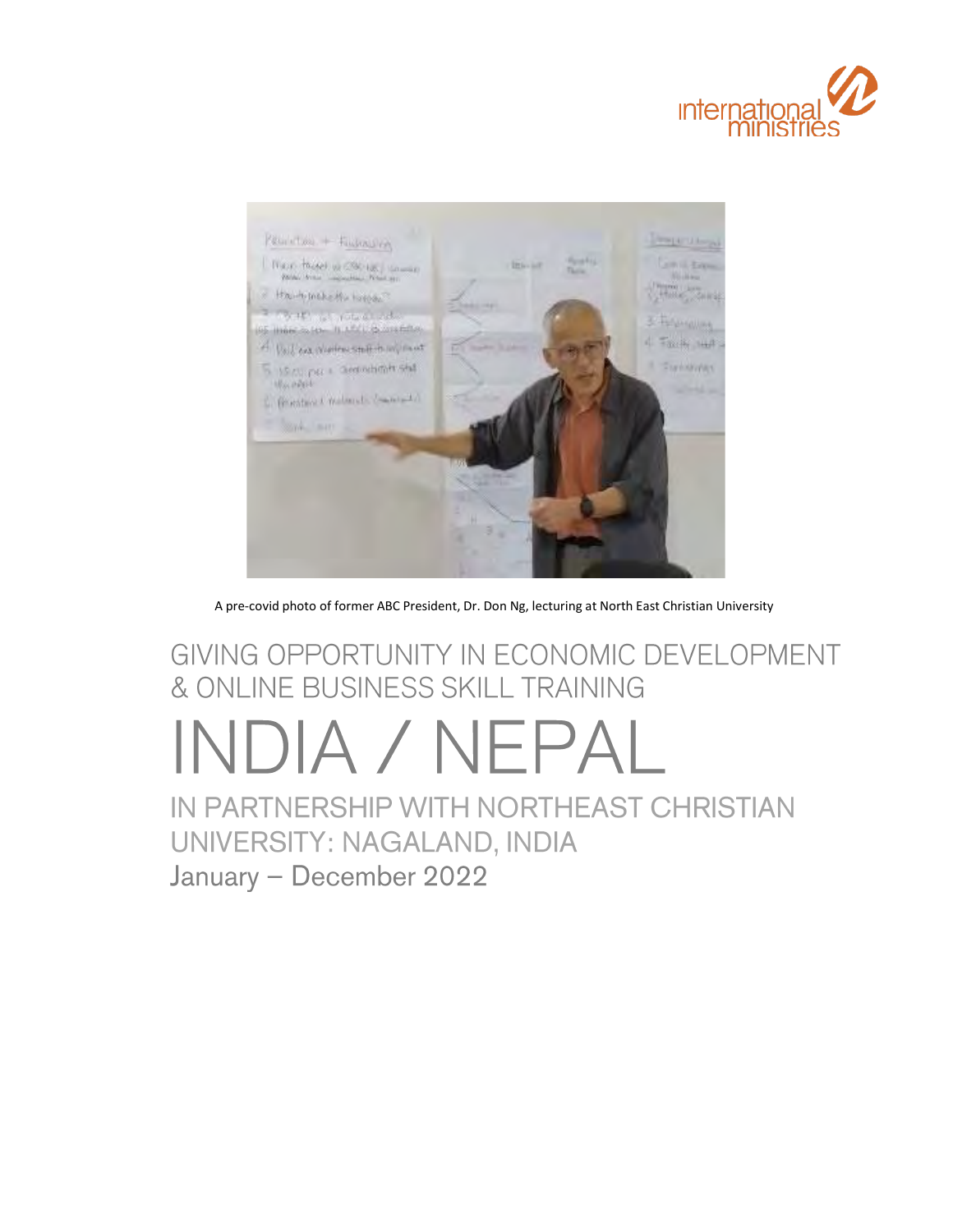A pre-covid photo of former ABC President, Dr. Don Ng, lecturing at North East Christian University

## GIVING OPPORTUNITY IN ECONOMIC DEVELOPMENT & ONLINE BUSINESS SKILL TRAINING

# INDIA / NEPAL

## IN PARTNERSHIP WITH NORTHEAST CHRISTIAN UNIVERSITY: NAGALAND, INDIA

January – December 2022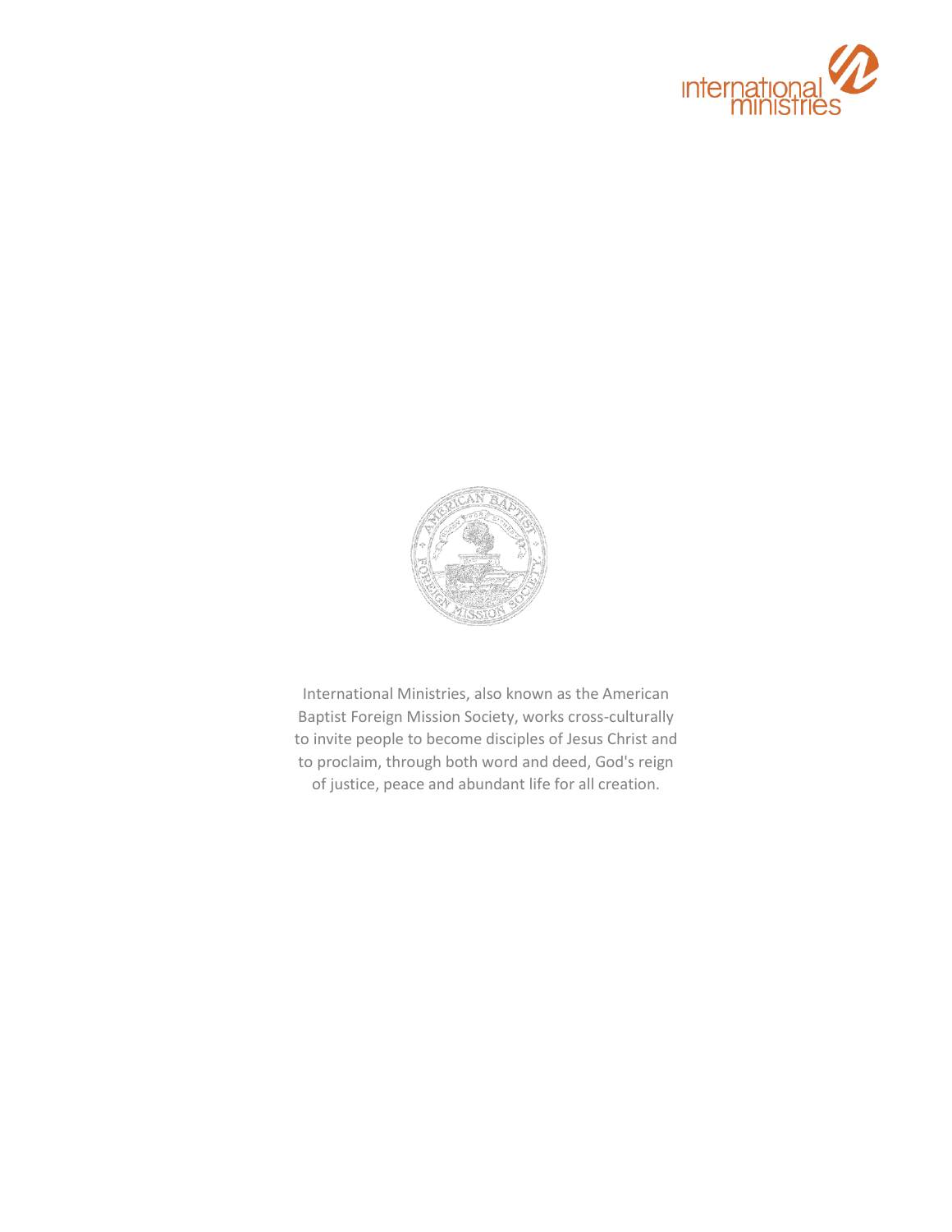International Ministries, also known as the American Baptist Foreign Mission Society, works cross-culturally to invite people to become disciples of Jesus Christ and to proclaim, through both word and deed, God's reign of justice, peace and abundant life for all creation.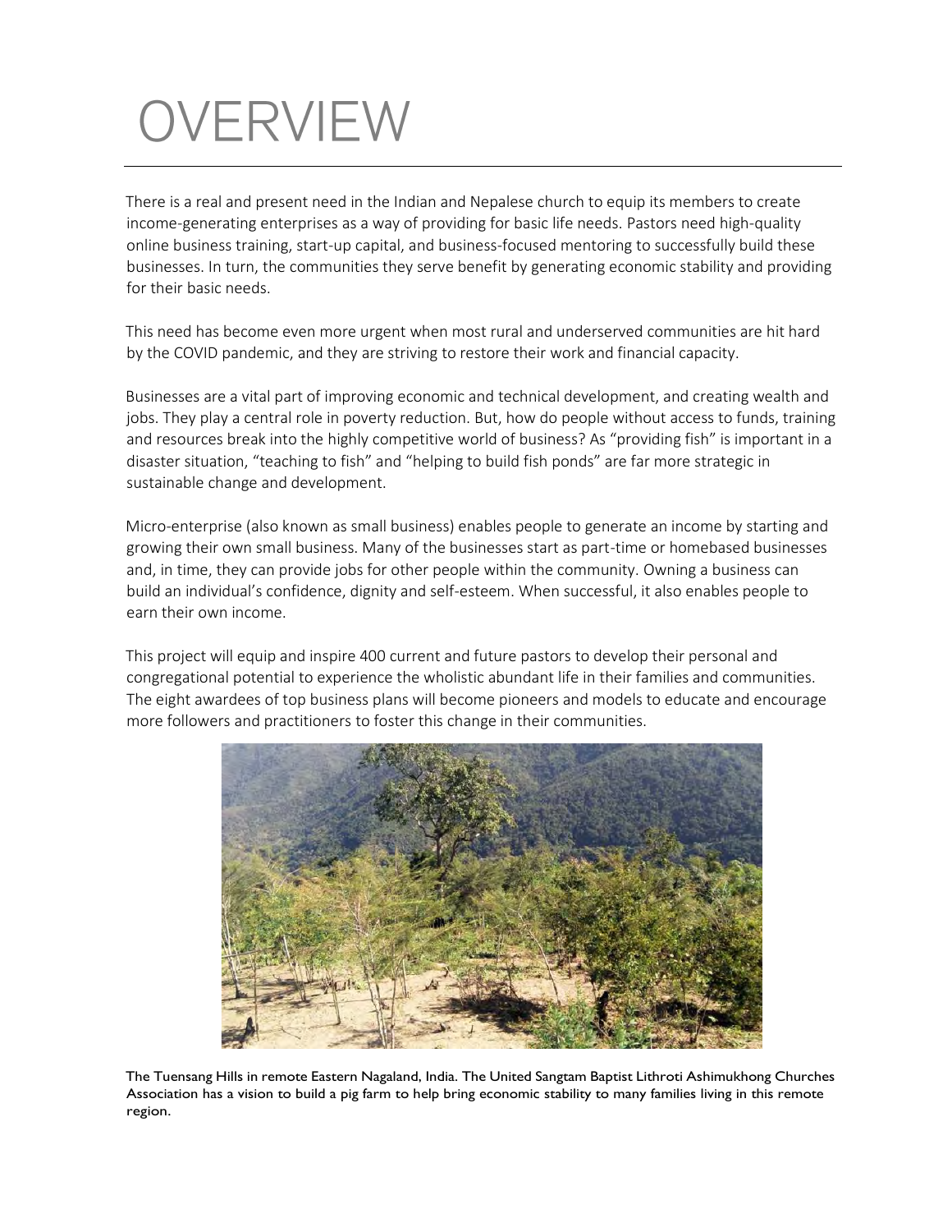# OVERVIEW

There is a real and present need in the Indian and Nepalese church to equip its members to create income-generating enterprises as a way of providing for basic life needs. Pastors need high-quality online business training, start-up capital, and business-focused mentoring to successfully build these businesses. In turn, the communities they serve benefit by generating economic stability and providing for their basic needs.

This need has become even more urgent when most rural and underserved communities are hit hard by the COVID pandemic, and they are striving to restore their work and financial capacity.

Businesses are a vital part of improving economic and technical development, and creating wealth and jobs. They play a central role in poverty reduction. But, how do people without access to funds, training and resources break into the highly competitive world of business? As "providing fish" is important in a disaster situation, "teaching to fish" and "helping to build fish ponds" are far more strategic in sustainable change and development.

Micro-enterprise (also known as small business) enables people to generate an income by starting and growing their own small business. Many of the businesses start as part-time or homebased businesses and, in time, they can provide jobs for other people within the community. Owning a business can build an individual's confidence, dignity and self-esteem. When successful, it also enables people to earn their own income.

This project will equip and inspire 400 current and future pastors to develop their personal and congregational potential to experience the wholistic abundant life in their families and communities. The eight awardees of top business plans will become pioneers and models to educate and encourage more followers and practitioners to foster this change in their communities.

The Tuensang Hills in remote Eastern Nagaland, India. The United Sangtam Baptist Lithroti Ashimukhong Churches Association has a vision to build a pig farm to help bring economic stability to many families living in this remote region.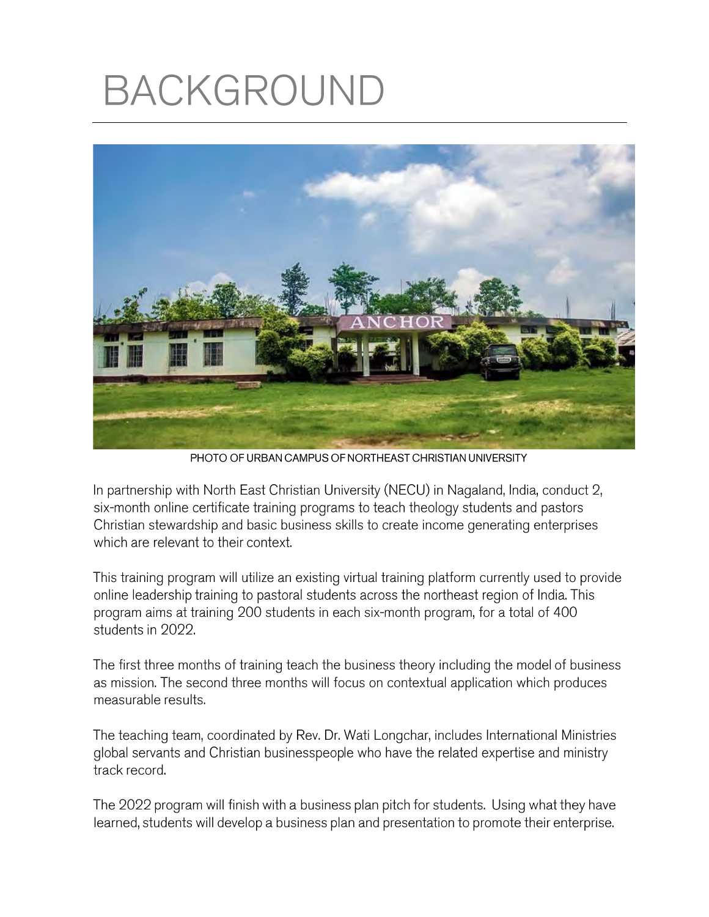# BACKGROUND

PHOTO OF URBAN CAMPUS OF NORTHEAST CHRISTIAN UNIVERSITY

In partnership with North East Christian University (NECU) in Nagaland, India, conduct 2, six-month online certificate training programs to teach theology students and pastors Christian stewardship and basic business skills to create income generating enterprises which are relevant to their context.

This training program will utilize an existing virtual training platform currently used to provide online leadership training to pastoral students across the northeast region of India. This program aims at training 200 students in each six-month program, for a total of 400 students in 2022.

The first three months of training teach the business theory including the model of business as mission. The second three months will focus on contextual application which produces measurable results.

The teaching team, coordinated by Rev. Dr. Wati Longchar, includes International Ministries global servants and Christian businesspeople who have the related expertise and ministry track record.

The 2022 program will finish with a business plan pitch for students. Using what they have learned, students will develop a business plan and presentation to promote their enterprise.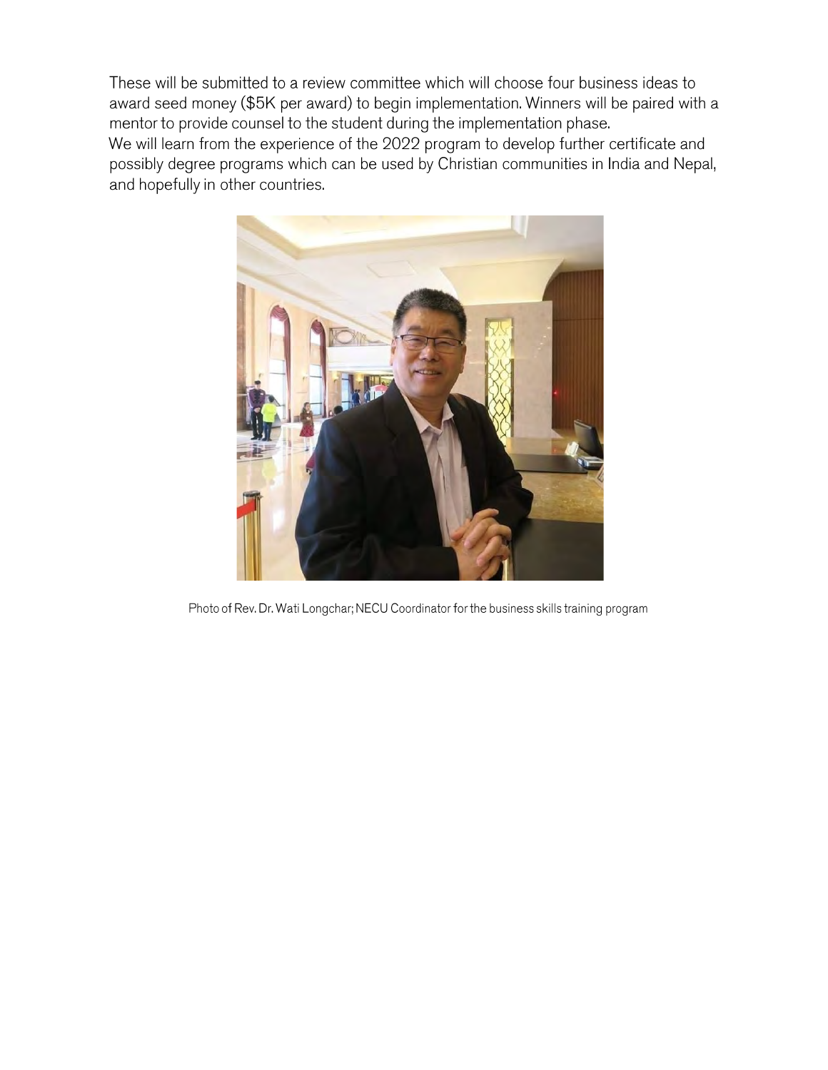These will be submitted to a review committee which will choose four business ideas to award seed money ($5K per award) to begin implementation. Winners will be paired with a mentor to provide counsel to the student during the implementation phase.

We will learn from the experience of the 2022 program to develop further certificate and possibly degree programs which can be used by Christian communities in India and Nepal, and hopefully in other countries.

Photo of Rev. Dr. Wati Longchar; NECU Coordinator for the business skills training program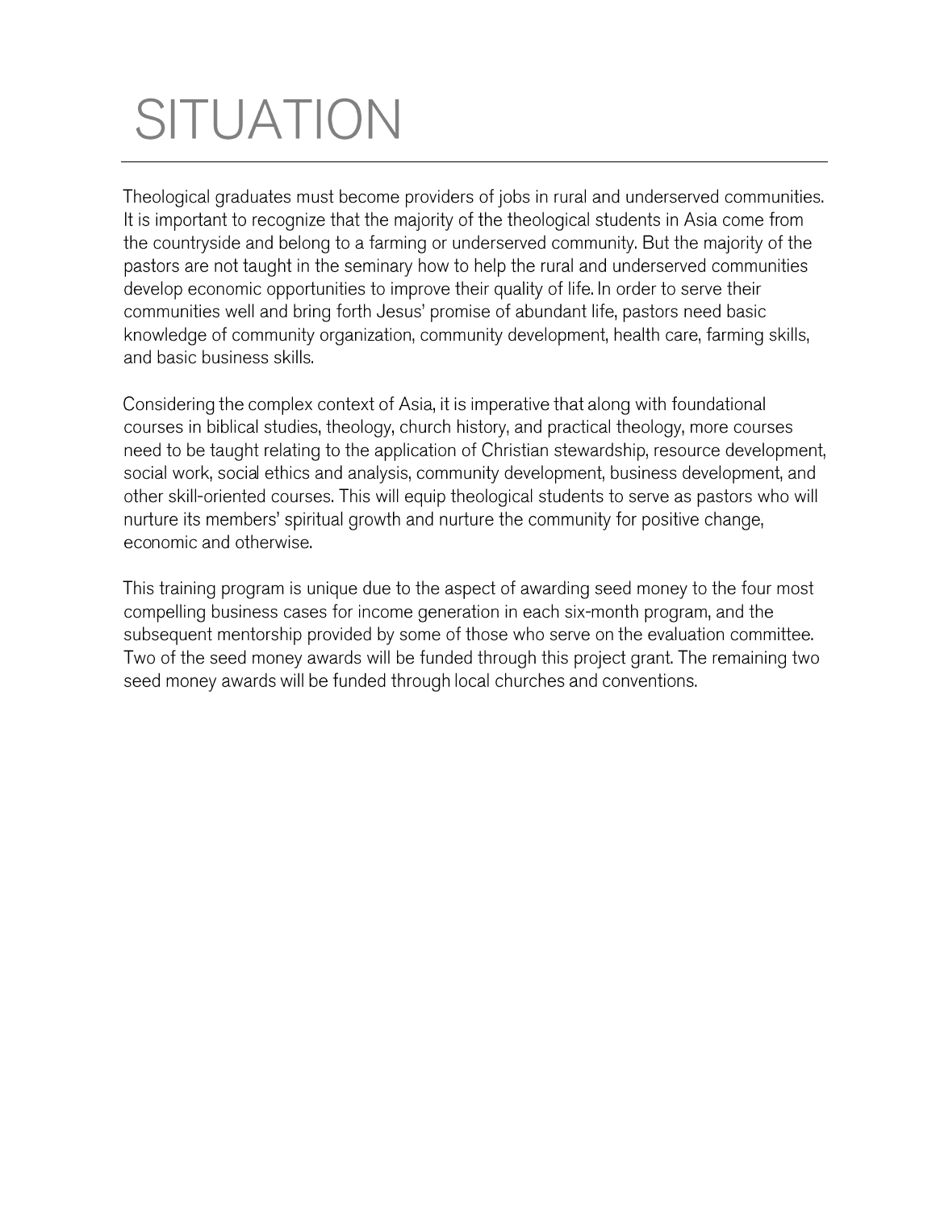# SITUATION

Theological graduates must become providers of jobs in rural and underserved communities. It is important to recognize that the majority of the theological students in Asia come from the countryside and belong to a farming or underserved community. But the majority of the pastors are not taught in the seminary how to help the rural and underserved communities develop economic opportunities to improve their quality of life. In order to serve their communities well and bring forth Jesus' promise of abundant life, pastors need basic knowledge of community organization, community development, health care, farming skills, and basic business skills.

Considering the complex context of Asia, it is imperative that along with foundational courses in biblical studies, theology, church history, and practical theology, more courses need to be taught relating to the application of Christian stewardship, resource development, social work, social ethics and analysis, community development, business development, and other skill-oriented courses. This will equip theological students to serve as pastors who will nurture its members' spiritual growth and nurture the community for positive change, economic and otherwise.

This training program is unique due to the aspect of awarding seed money to the four most compelling business cases for income generation in each six-month program, and the subsequent mentorship provided by some of those who serve on the evaluation committee. Two of the seed money awards will be funded through this project grant. The remaining two seed money awards will be funded through local churches and conventions.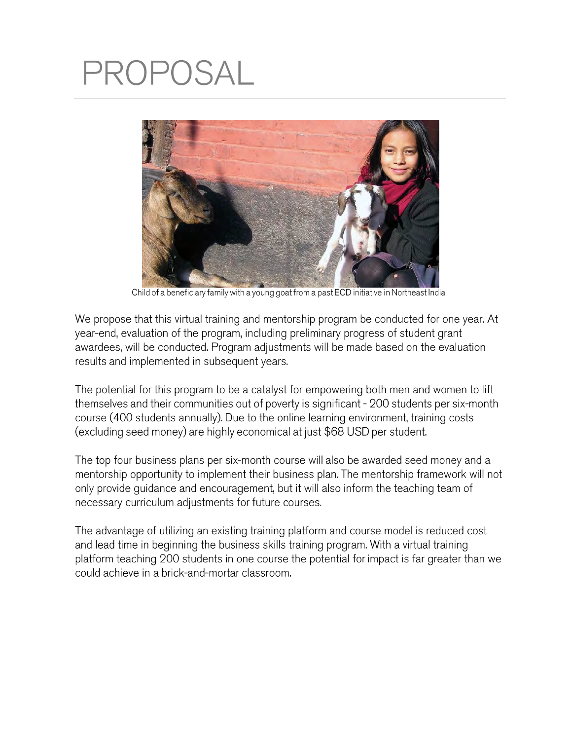# PROPOSAL

Child of a beneficiary family with a young goat from a past ECD initiative in Northeast India

We propose that this virtual training and mentorship program be conducted for one year. At year-end, evaluation of the program, including preliminary progress of student grant awardees, will be conducted. Program adjustments will be made based on the evaluation results and implemented in subsequent years.

The potential for this program to be a catalyst for empowering both men and women to lift themselves and their communities out of poverty is significant - 200 students per six-month course (400 students annually). Due to the online learning environment, training costs (excluding seed money) are highly economical at just $68 USD per student.

The top four business plans per six-month course will also be awarded seed money and a mentorship opportunity to implement their business plan. The mentorship framework will not only provide guidance and encouragement, but it will also inform the teaching team of necessary curriculum adjustments for future courses.

The advantage of utilizing an existing training platform and course model is reduced cost and lead time in beginning the business skills training program. With a virtual training platform teaching 200 students in one course the potential for impact is far greater than we could achieve in a brick-and-mortar classroom.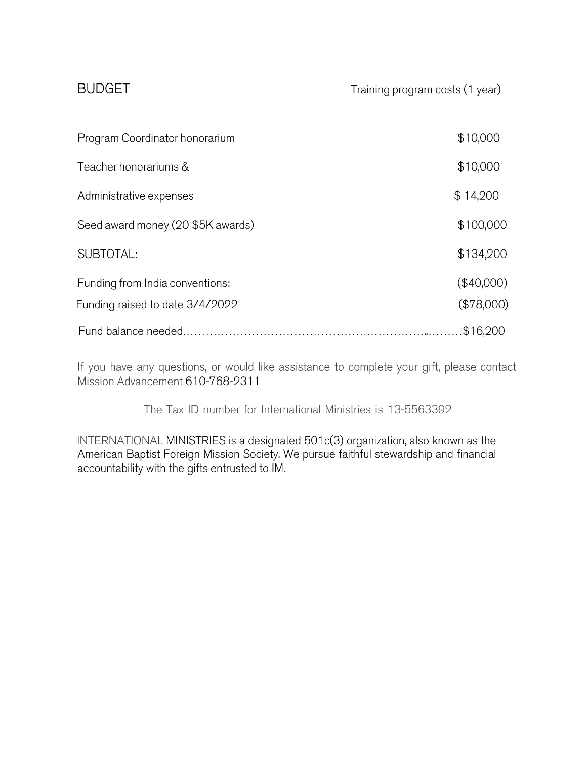## BUDGET

Training program costs (1 year)

| Item | Amount |
|---|---|
| Program Coordinator honorarium | $10,000 |
| Teacher honorariums & | $10,000 |
| Administrative expenses | $ 14,200 |
| Seed award money (20 $5K awards) | $100,000 |
| SUBTOTAL: | $134,200 |
| Funding from India conventions: | ($40,000) |
| Funding raised to date 3/4/2022 | ($78,000) |
| Fund balance needed | $16,200 |

If you have any questions, or would like assistance to complete your gift, please contact Mission Advancement 610-768-2311

The Tax ID number for International Ministries is 13-5563392

INTERNATIONAL MINISTRIES is a designated 501c(3) organization, also known as the American Baptist Foreign Mission Society. We pursue faithful stewardship and financial accountability with the gifts entrusted to IM.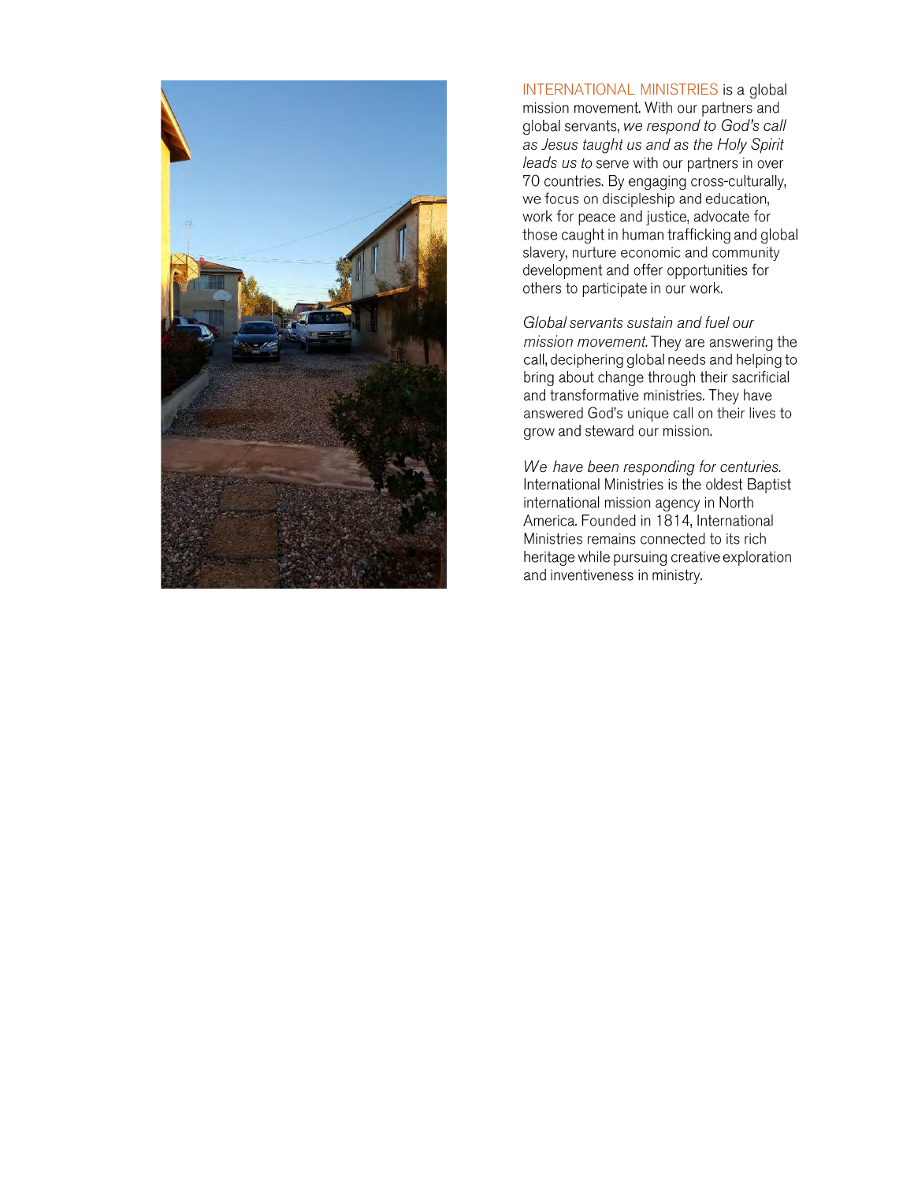INTERNATIONAL MINISTRIES is a global mission movement. With our partners and global servants, *we respond to God's call as Jesus taught us and as the Holy Spirit leads us to* serve with our partners in over 70 countries. By engaging cross-culturally, we focus on discipleship and education, work for peace and justice, advocate for those caught in human trafficking and global slavery, nurture economic and community development and offer opportunities for others to participate in our work.

*Global servants sustain and fuel our mission movement.* They are answering the call, deciphering global needs and helping to bring about change through their sacrificial and transformative ministries. They have answered God's unique call on their lives to grow and steward our mission.

*We have been responding for centuries.* International Ministries is the oldest Baptist international mission agency in North America. Founded in 1814, International Ministries remains connected to its rich heritage while pursuing creative exploration and inventiveness in ministry.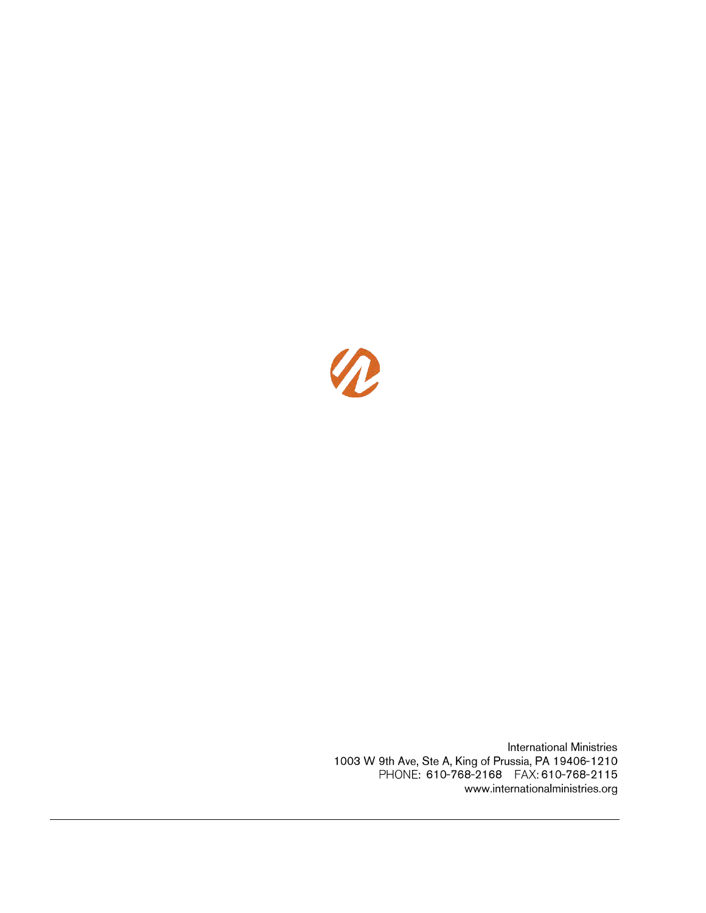International Ministries
1003 W 9th Ave, Ste A, King of Prussia, PA 19406-1210
PHONE: 610-768-2168 FAX: 610-768-2115
www.internationalministries.org